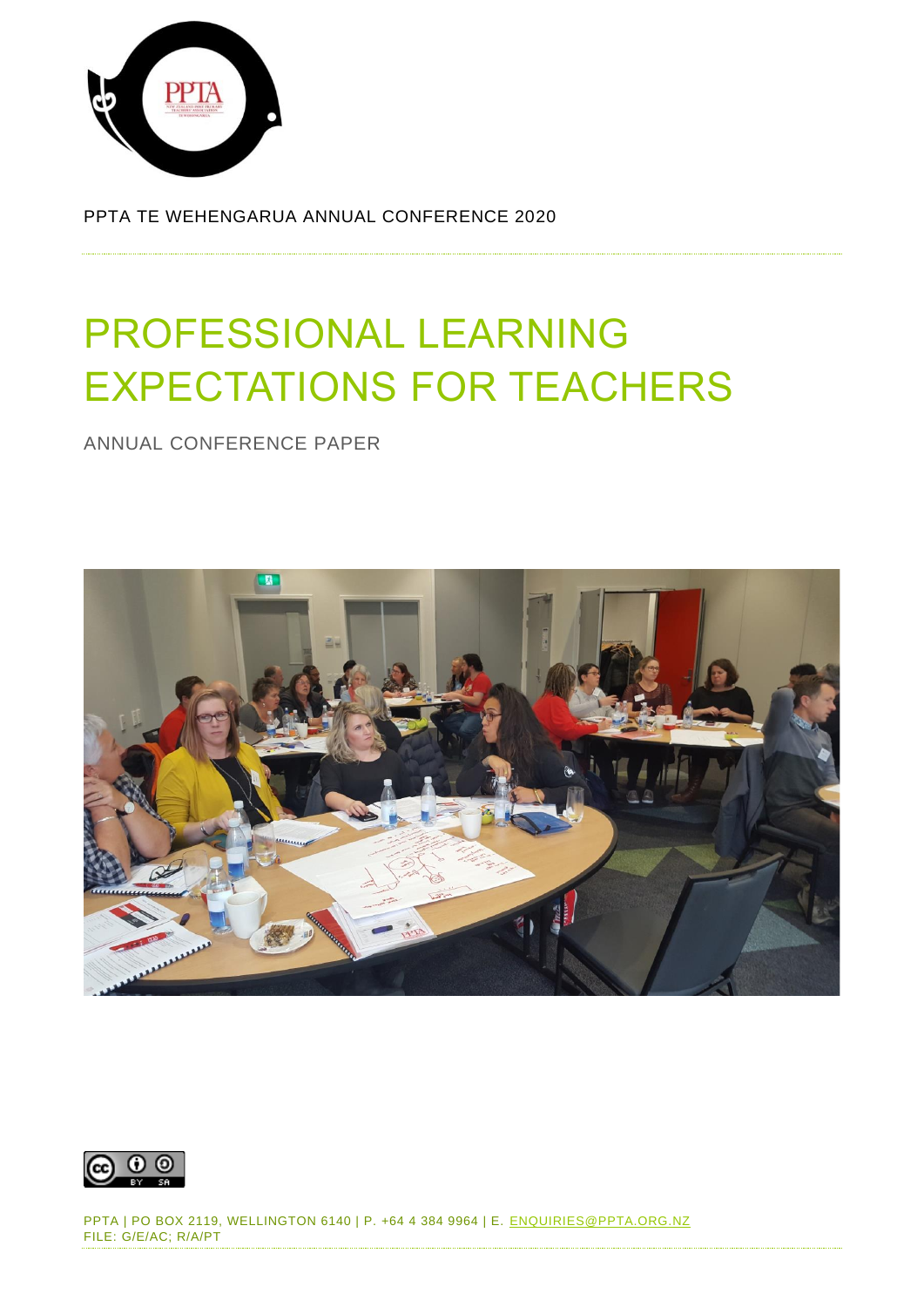PPTA TE WEHENGARUA ANNUAL CONFERENCE 2020

# PROFESSIONAL LEARNING EXPECTATIONS FOR TEACHERS

ANNUAL CONFERENCE PAPER

PPTA | PO BOX 2119, WELLINGTON 6140 | P. +64 4 384 9964 | E. ENQUIRIES@PPTA.ORG.NZ
FILE: G/E/AC; R/A/PT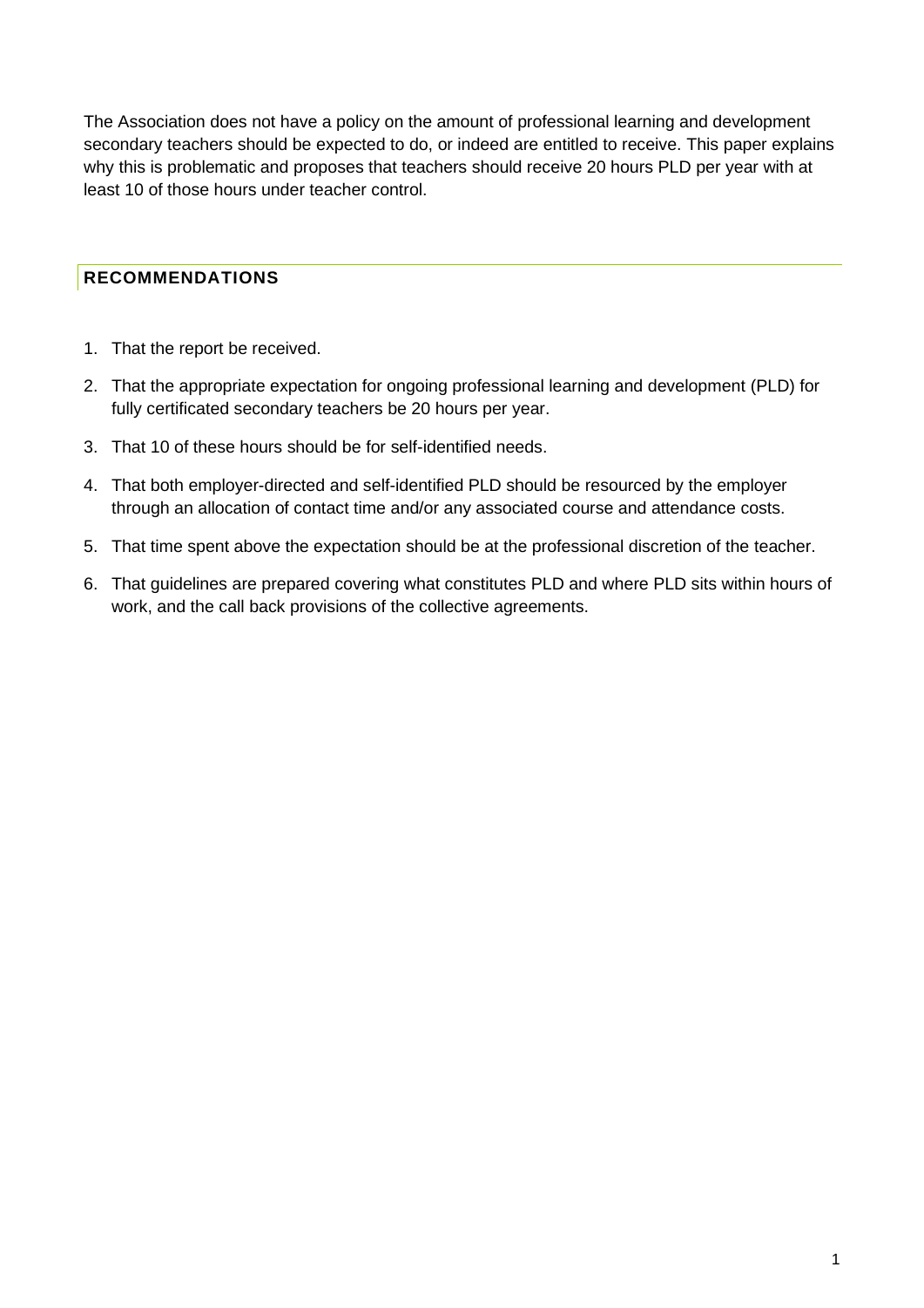The Association does not have a policy on the amount of professional learning and development secondary teachers should be expected to do, or indeed are entitled to receive. This paper explains why this is problematic and proposes that teachers should receive 20 hours PLD per year with at least 10 of those hours under teacher control.

## RECOMMENDATIONS

1. That the report be received.
2. That the appropriate expectation for ongoing professional learning and development (PLD) for fully certificated secondary teachers be 20 hours per year.
3. That 10 of these hours should be for self-identified needs.
4. That both employer-directed and self-identified PLD should be resourced by the employer through an allocation of contact time and/or any associated course and attendance costs.
5. That time spent above the expectation should be at the professional discretion of the teacher.
6. That guidelines are prepared covering what constitutes PLD and where PLD sits within hours of work, and the call back provisions of the collective agreements.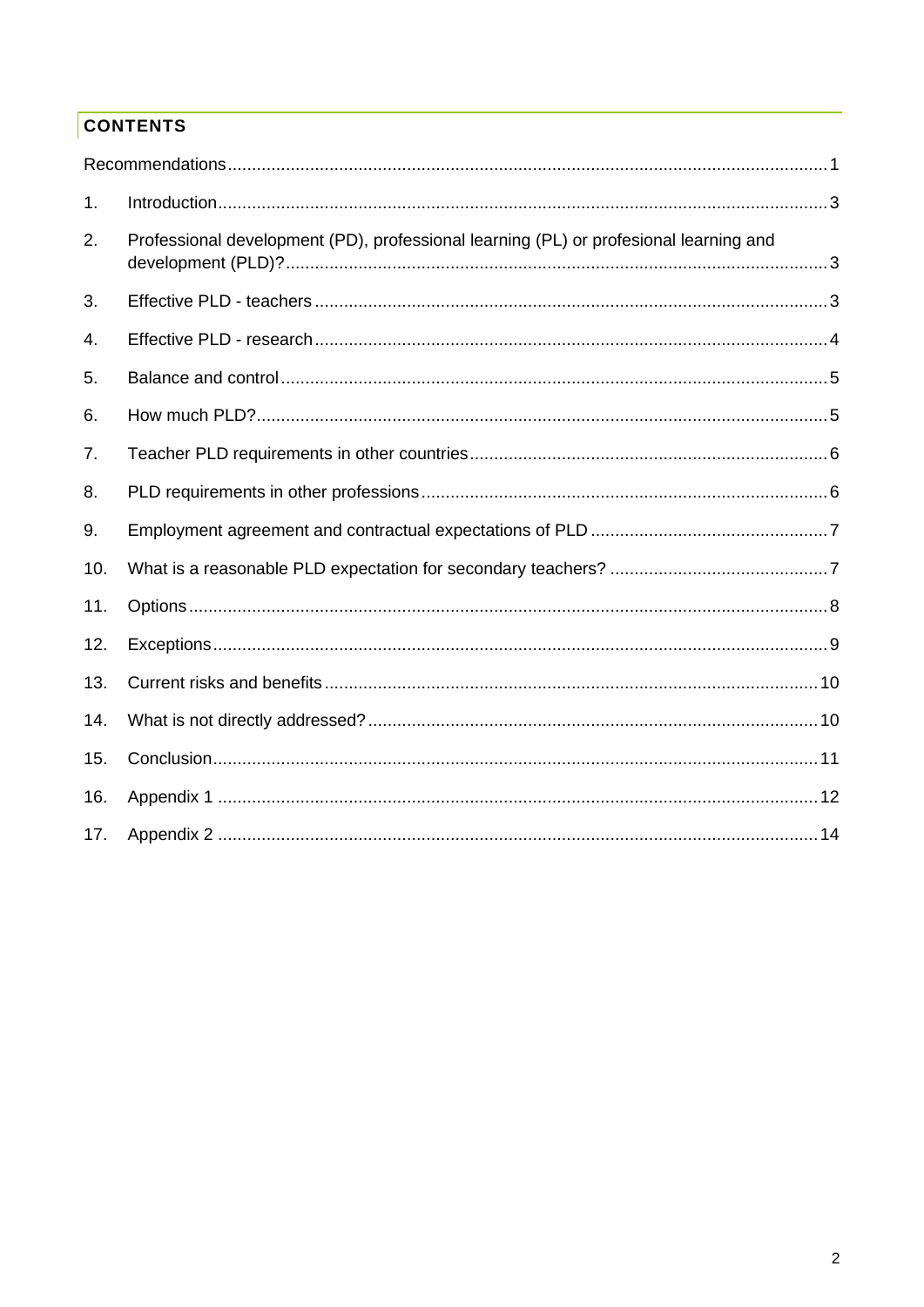## CONTENTS

Recommendations ... 1

1. Introduction ... 3
2. Professional development (PD), professional learning (PL) or profesional learning and development (PLD)? ... 3
3. Effective PLD - teachers ... 3
4. Effective PLD - research ... 4
5. Balance and control ... 5
6. How much PLD? ... 5
7. Teacher PLD requirements in other countries ... 6
8. PLD requirements in other professions ... 6
9. Employment agreement and contractual expectations of PLD ... 7
10. What is a reasonable PLD expectation for secondary teachers? ... 7
11. Options ... 8
12. Exceptions ... 9
13. Current risks and benefits ... 10
14. What is not directly addressed? ... 10
15. Conclusion ... 11
16. Appendix 1 ... 12
17. Appendix 2 ... 14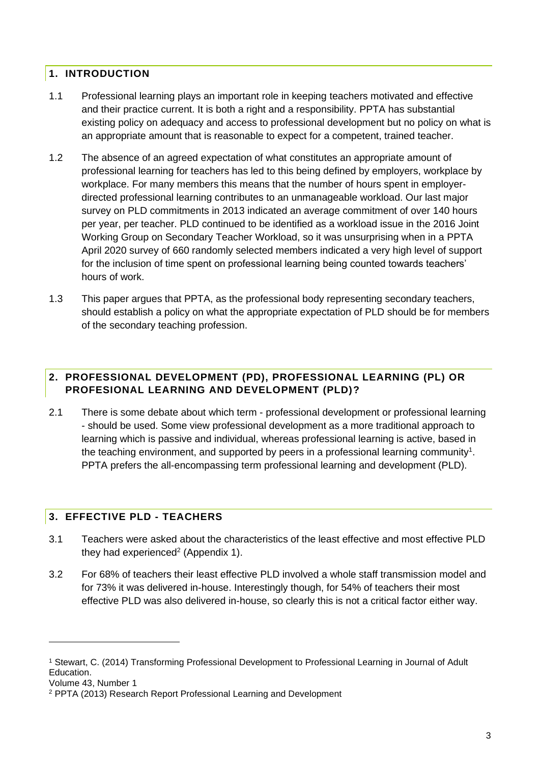## 1. INTRODUCTION

1.1 Professional learning plays an important role in keeping teachers motivated and effective and their practice current. It is both a right and a responsibility. PPTA has substantial existing policy on adequacy and access to professional development but no policy on what is an appropriate amount that is reasonable to expect for a competent, trained teacher.

1.2 The absence of an agreed expectation of what constitutes an appropriate amount of professional learning for teachers has led to this being defined by employers, workplace by workplace. For many members this means that the number of hours spent in employer-directed professional learning contributes to an unmanageable workload. Our last major survey on PLD commitments in 2013 indicated an average commitment of over 140 hours per year, per teacher. PLD continued to be identified as a workload issue in the 2016 Joint Working Group on Secondary Teacher Workload, so it was unsurprising when in a PPTA April 2020 survey of 660 randomly selected members indicated a very high level of support for the inclusion of time spent on professional learning being counted towards teachers' hours of work.

1.3 This paper argues that PPTA, as the professional body representing secondary teachers, should establish a policy on what the appropriate expectation of PLD should be for members of the secondary teaching profession.

## 2. PROFESSIONAL DEVELOPMENT (PD), PROFESSIONAL LEARNING (PL) OR PROFESIONAL LEARNING AND DEVELOPMENT (PLD)?

2.1 There is some debate about which term - professional development or professional learning - should be used. Some view professional development as a more traditional approach to learning which is passive and individual, whereas professional learning is active, based in the teaching environment, and supported by peers in a professional learning community[1]. PPTA prefers the all-encompassing term professional learning and development (PLD).

## 3. EFFECTIVE PLD - TEACHERS

3.1 Teachers were asked about the characteristics of the least effective and most effective PLD they had experienced[2] (Appendix 1).

3.2 For 68% of teachers their least effective PLD involved a whole staff transmission model and for 73% it was delivered in-house. Interestingly though, for 54% of teachers their most effective PLD was also delivered in-house, so clearly this is not a critical factor either way.

---

[1] Stewart, C. (2014) Transforming Professional Development to Professional Learning in Journal of Adult Education.
Volume 43, Number 1

[2] PPTA (2013) Research Report Professional Learning and Development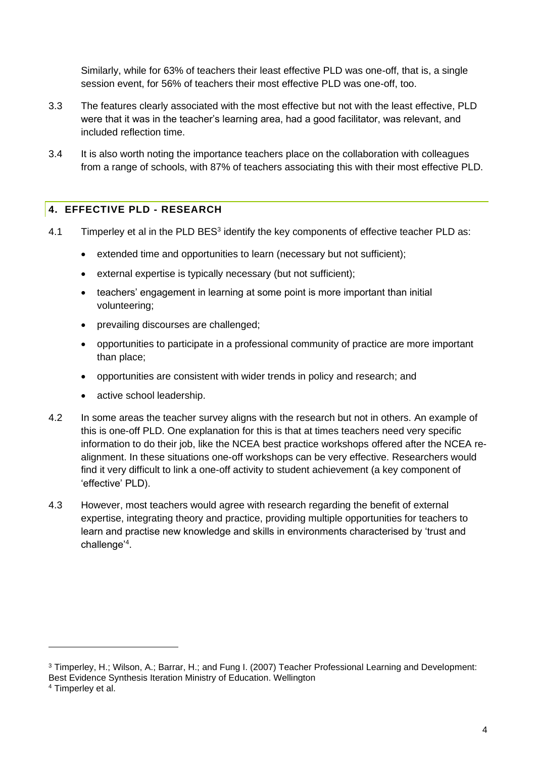Similarly, while for 63% of teachers their least effective PLD was one-off, that is, a single session event, for 56% of teachers their most effective PLD was one-off, too.

3.3 The features clearly associated with the most effective but not with the least effective, PLD were that it was in the teacher's learning area, had a good facilitator, was relevant, and included reflection time.

3.4 It is also worth noting the importance teachers place on the collaboration with colleagues from a range of schools, with 87% of teachers associating this with their most effective PLD.

## 4. EFFECTIVE PLD - RESEARCH

4.1 Timperley et al in the PLD BES[3] identify the key components of effective teacher PLD as:

- extended time and opportunities to learn (necessary but not sufficient);
- external expertise is typically necessary (but not sufficient);
- teachers' engagement in learning at some point is more important than initial volunteering;
- prevailing discourses are challenged;
- opportunities to participate in a professional community of practice are more important than place;
- opportunities are consistent with wider trends in policy and research; and
- active school leadership.

4.2 In some areas the teacher survey aligns with the research but not in others. An example of this is one-off PLD. One explanation for this is that at times teachers need very specific information to do their job, like the NCEA best practice workshops offered after the NCEA re-alignment. In these situations one-off workshops can be very effective. Researchers would find it very difficult to link a one-off activity to student achievement (a key component of 'effective' PLD).

4.3 However, most teachers would agree with research regarding the benefit of external expertise, integrating theory and practice, providing multiple opportunities for teachers to learn and practise new knowledge and skills in environments characterised by 'trust and challenge'[4].

---

[3] Timperley, H.; Wilson, A.; Barrar, H.; and Fung I. (2007) Teacher Professional Learning and Development: Best Evidence Synthesis Iteration Ministry of Education. Wellington

[4] Timperley et al.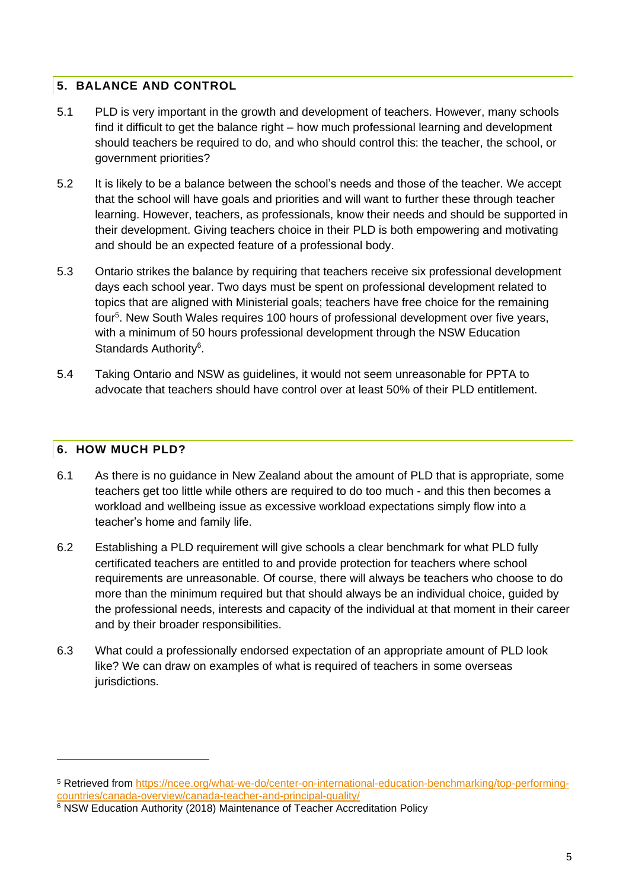## 5. BALANCE AND CONTROL

5.1 PLD is very important in the growth and development of teachers. However, many schools find it difficult to get the balance right – how much professional learning and development should teachers be required to do, and who should control this: the teacher, the school, or government priorities?

5.2 It is likely to be a balance between the school's needs and those of the teacher. We accept that the school will have goals and priorities and will want to further these through teacher learning. However, teachers, as professionals, know their needs and should be supported in their development. Giving teachers choice in their PLD is both empowering and motivating and should be an expected feature of a professional body.

5.3 Ontario strikes the balance by requiring that teachers receive six professional development days each school year. Two days must be spent on professional development related to topics that are aligned with Ministerial goals; teachers have free choice for the remaining four[5]. New South Wales requires 100 hours of professional development over five years, with a minimum of 50 hours professional development through the NSW Education Standards Authority[6].

5.4 Taking Ontario and NSW as guidelines, it would not seem unreasonable for PPTA to advocate that teachers should have control over at least 50% of their PLD entitlement.

## 6. HOW MUCH PLD?

6.1 As there is no guidance in New Zealand about the amount of PLD that is appropriate, some teachers get too little while others are required to do too much - and this then becomes a workload and wellbeing issue as excessive workload expectations simply flow into a teacher's home and family life.

6.2 Establishing a PLD requirement will give schools a clear benchmark for what PLD fully certificated teachers are entitled to and provide protection for teachers where school requirements are unreasonable. Of course, there will always be teachers who choose to do more than the minimum required but that should always be an individual choice, guided by the professional needs, interests and capacity of the individual at that moment in their career and by their broader responsibilities.

6.3 What could a professionally endorsed expectation of an appropriate amount of PLD look like? We can draw on examples of what is required of teachers in some overseas jurisdictions.

---

[5] Retrieved from https://ncee.org/what-we-do/center-on-international-education-benchmarking/top-performing-countries/canada-overview/canada-teacher-and-principal-quality/

[6] NSW Education Authority (2018) Maintenance of Teacher Accreditation Policy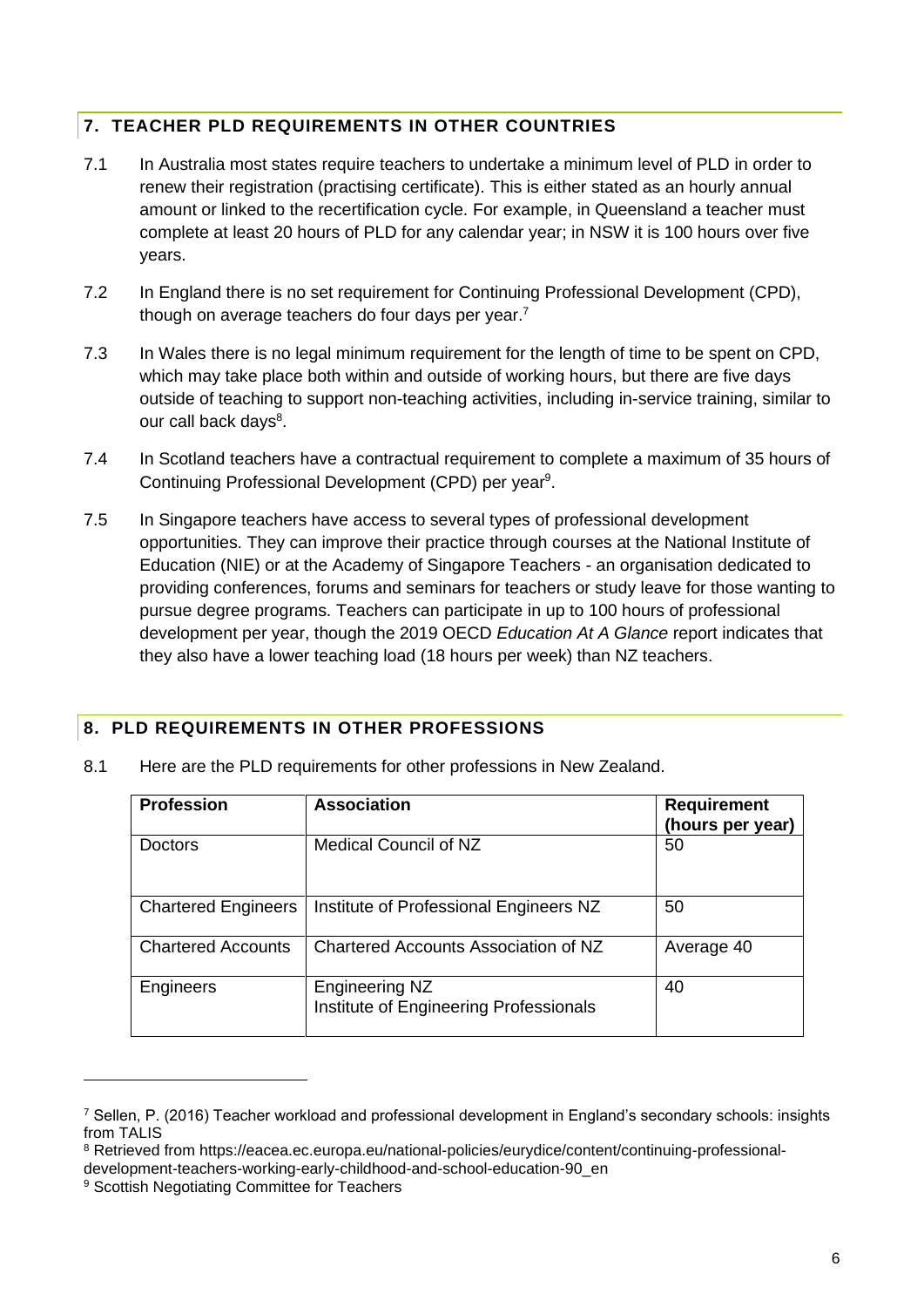## 7. TEACHER PLD REQUIREMENTS IN OTHER COUNTRIES

7.1 In Australia most states require teachers to undertake a minimum level of PLD in order to renew their registration (practising certificate). This is either stated as an hourly annual amount or linked to the recertification cycle. For example, in Queensland a teacher must complete at least 20 hours of PLD for any calendar year; in NSW it is 100 hours over five years.

7.2 In England there is no set requirement for Continuing Professional Development (CPD), though on average teachers do four days per year.[7]

7.3 In Wales there is no legal minimum requirement for the length of time to be spent on CPD, which may take place both within and outside of working hours, but there are five days outside of teaching to support non-teaching activities, including in-service training, similar to our call back days[8].

7.4 In Scotland teachers have a contractual requirement to complete a maximum of 35 hours of Continuing Professional Development (CPD) per year[9].

7.5 In Singapore teachers have access to several types of professional development opportunities. They can improve their practice through courses at the National Institute of Education (NIE) or at the Academy of Singapore Teachers - an organisation dedicated to providing conferences, forums and seminars for teachers or study leave for those wanting to pursue degree programs. Teachers can participate in up to 100 hours of professional development per year, though the 2019 OECD *Education At A Glance* report indicates that they also have a lower teaching load (18 hours per week) than NZ teachers.

## 8. PLD REQUIREMENTS IN OTHER PROFESSIONS

8.1 Here are the PLD requirements for other professions in New Zealand.

| Profession | Association | Requirement (hours per year) |
|---|---|---|
| Doctors | Medical Council of NZ | 50 |
| Chartered Engineers | Institute of Professional Engineers NZ | 50 |
| Chartered Accounts | Chartered Accounts Association of NZ | Average 40 |
| Engineers | Engineering NZ<br>Institute of Engineering Professionals | 40 |

---

[7] Sellen, P. (2016) Teacher workload and professional development in England's secondary schools: insights from TALIS

[8] Retrieved from https://eacea.ec.europa.eu/national-policies/eurydice/content/continuing-professional-development-teachers-working-early-childhood-and-school-education-90_en

[9] Scottish Negotiating Committee for Teachers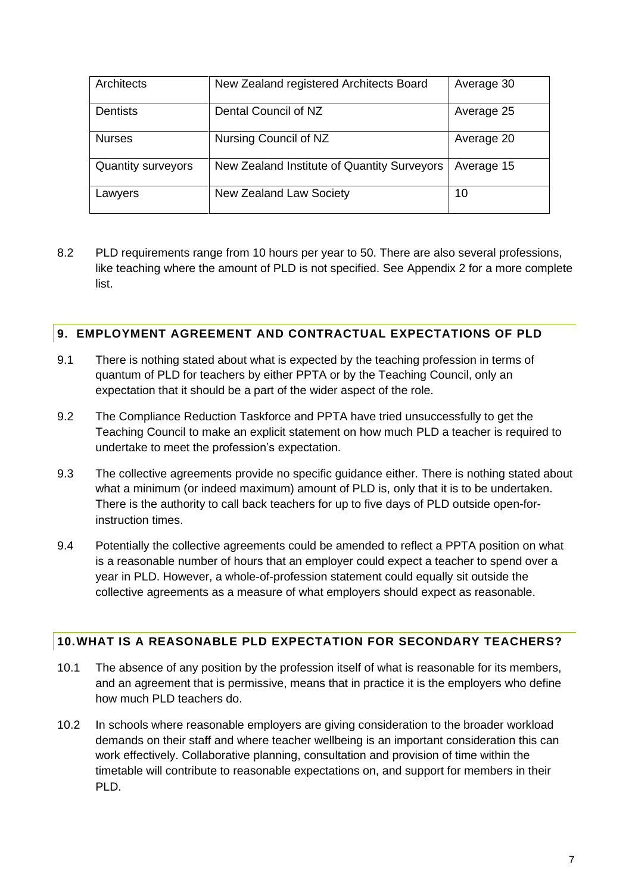| Architects | New Zealand registered Architects Board | Average 30 |
|---|---|---|
| Dentists | Dental Council of NZ | Average 25 |
| Nurses | Nursing Council of NZ | Average 20 |
| Quantity surveyors | New Zealand Institute of Quantity Surveyors | Average 15 |
| Lawyers | New Zealand Law Society | 10 |

8.2 PLD requirements range from 10 hours per year to 50. There are also several professions, like teaching where the amount of PLD is not specified. See Appendix 2 for a more complete list.

## 9. EMPLOYMENT AGREEMENT AND CONTRACTUAL EXPECTATIONS OF PLD

9.1 There is nothing stated about what is expected by the teaching profession in terms of quantum of PLD for teachers by either PPTA or by the Teaching Council, only an expectation that it should be a part of the wider aspect of the role.

9.2 The Compliance Reduction Taskforce and PPTA have tried unsuccessfully to get the Teaching Council to make an explicit statement on how much PLD a teacher is required to undertake to meet the profession's expectation.

9.3 The collective agreements provide no specific guidance either. There is nothing stated about what a minimum (or indeed maximum) amount of PLD is, only that it is to be undertaken. There is the authority to call back teachers for up to five days of PLD outside open-for-instruction times.

9.4 Potentially the collective agreements could be amended to reflect a PPTA position on what is a reasonable number of hours that an employer could expect a teacher to spend over a year in PLD. However, a whole-of-profession statement could equally sit outside the collective agreements as a measure of what employers should expect as reasonable.

## 10. WHAT IS A REASONABLE PLD EXPECTATION FOR SECONDARY TEACHERS?

10.1 The absence of any position by the profession itself of what is reasonable for its members, and an agreement that is permissive, means that in practice it is the employers who define how much PLD teachers do.

10.2 In schools where reasonable employers are giving consideration to the broader workload demands on their staff and where teacher wellbeing is an important consideration this can work effectively. Collaborative planning, consultation and provision of time within the timetable will contribute to reasonable expectations on, and support for members in their PLD.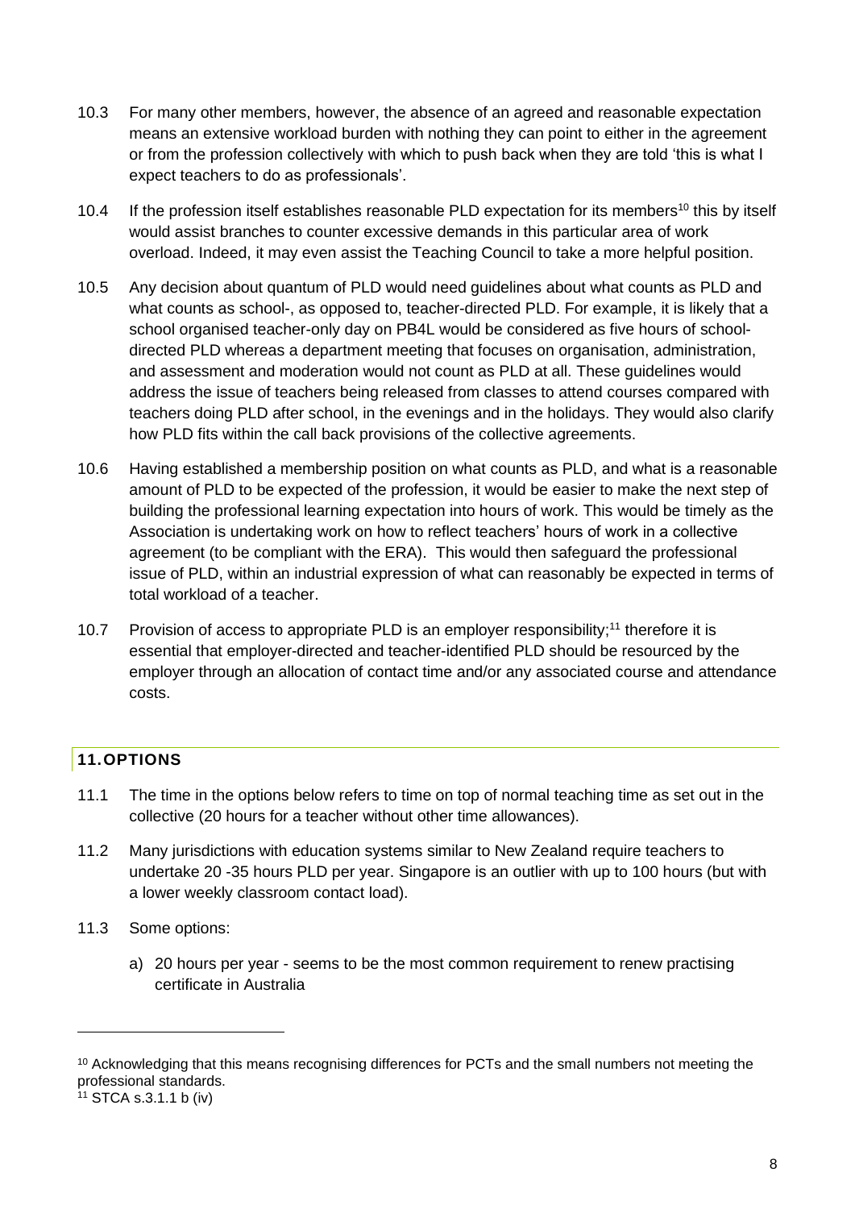10.3 For many other members, however, the absence of an agreed and reasonable expectation means an extensive workload burden with nothing they can point to either in the agreement or from the profession collectively with which to push back when they are told 'this is what I expect teachers to do as professionals'.

10.4 If the profession itself establishes reasonable PLD expectation for its members[10] this by itself would assist branches to counter excessive demands in this particular area of work overload. Indeed, it may even assist the Teaching Council to take a more helpful position.

10.5 Any decision about quantum of PLD would need guidelines about what counts as PLD and what counts as school-, as opposed to, teacher-directed PLD. For example, it is likely that a school organised teacher-only day on PB4L would be considered as five hours of school-directed PLD whereas a department meeting that focuses on organisation, administration, and assessment and moderation would not count as PLD at all. These guidelines would address the issue of teachers being released from classes to attend courses compared with teachers doing PLD after school, in the evenings and in the holidays. They would also clarify how PLD fits within the call back provisions of the collective agreements.

10.6 Having established a membership position on what counts as PLD, and what is a reasonable amount of PLD to be expected of the profession, it would be easier to make the next step of building the professional learning expectation into hours of work. This would be timely as the Association is undertaking work on how to reflect teachers' hours of work in a collective agreement (to be compliant with the ERA). This would then safeguard the professional issue of PLD, within an industrial expression of what can reasonably be expected in terms of total workload of a teacher.

10.7 Provision of access to appropriate PLD is an employer responsibility;[11] therefore it is essential that employer-directed and teacher-identified PLD should be resourced by the employer through an allocation of contact time and/or any associated course and attendance costs.

## 11. OPTIONS

11.1 The time in the options below refers to time on top of normal teaching time as set out in the collective (20 hours for a teacher without other time allowances).

11.2 Many jurisdictions with education systems similar to New Zealand require teachers to undertake 20 -35 hours PLD per year. Singapore is an outlier with up to 100 hours (but with a lower weekly classroom contact load).

11.3 Some options:

a) 20 hours per year - seems to be the most common requirement to renew practising certificate in Australia

---

[10] Acknowledging that this means recognising differences for PCTs and the small numbers not meeting the professional standards.

[11] STCA s.3.1.1 b (iv)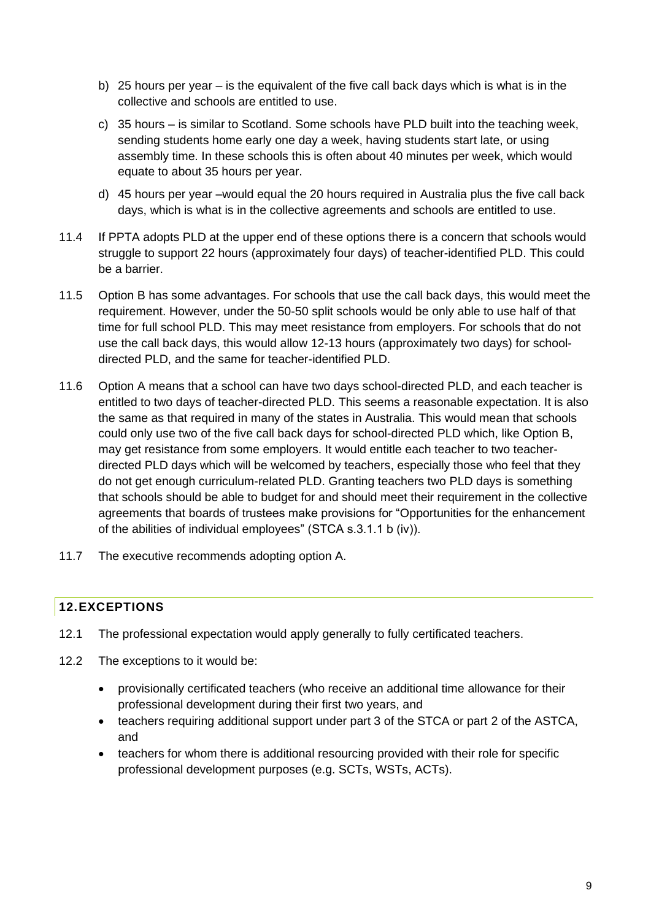b) 25 hours per year – is the equivalent of the five call back days which is what is in the collective and schools are entitled to use.

c) 35 hours – is similar to Scotland. Some schools have PLD built into the teaching week, sending students home early one day a week, having students start late, or using assembly time. In these schools this is often about 40 minutes per week, which would equate to about 35 hours per year.

d) 45 hours per year –would equal the 20 hours required in Australia plus the five call back days, which is what is in the collective agreements and schools are entitled to use.

11.4 If PPTA adopts PLD at the upper end of these options there is a concern that schools would struggle to support 22 hours (approximately four days) of teacher-identified PLD. This could be a barrier.

11.5 Option B has some advantages. For schools that use the call back days, this would meet the requirement. However, under the 50-50 split schools would be only able to use half of that time for full school PLD. This may meet resistance from employers. For schools that do not use the call back days, this would allow 12-13 hours (approximately two days) for school-directed PLD, and the same for teacher-identified PLD.

11.6 Option A means that a school can have two days school-directed PLD, and each teacher is entitled to two days of teacher-directed PLD. This seems a reasonable expectation. It is also the same as that required in many of the states in Australia. This would mean that schools could only use two of the five call back days for school-directed PLD which, like Option B, may get resistance from some employers. It would entitle each teacher to two teacher-directed PLD days which will be welcomed by teachers, especially those who feel that they do not get enough curriculum-related PLD. Granting teachers two PLD days is something that schools should be able to budget for and should meet their requirement in the collective agreements that boards of trustees make provisions for "Opportunities for the enhancement of the abilities of individual employees" (STCA s.3.1.1 b (iv)).

11.7 The executive recommends adopting option A.

## 12. EXCEPTIONS

12.1 The professional expectation would apply generally to fully certificated teachers.

12.2 The exceptions to it would be:

- provisionally certificated teachers (who receive an additional time allowance for their professional development during their first two years, and
- teachers requiring additional support under part 3 of the STCA or part 2 of the ASTCA, and
- teachers for whom there is additional resourcing provided with their role for specific professional development purposes (e.g. SCTs, WSTs, ACTs).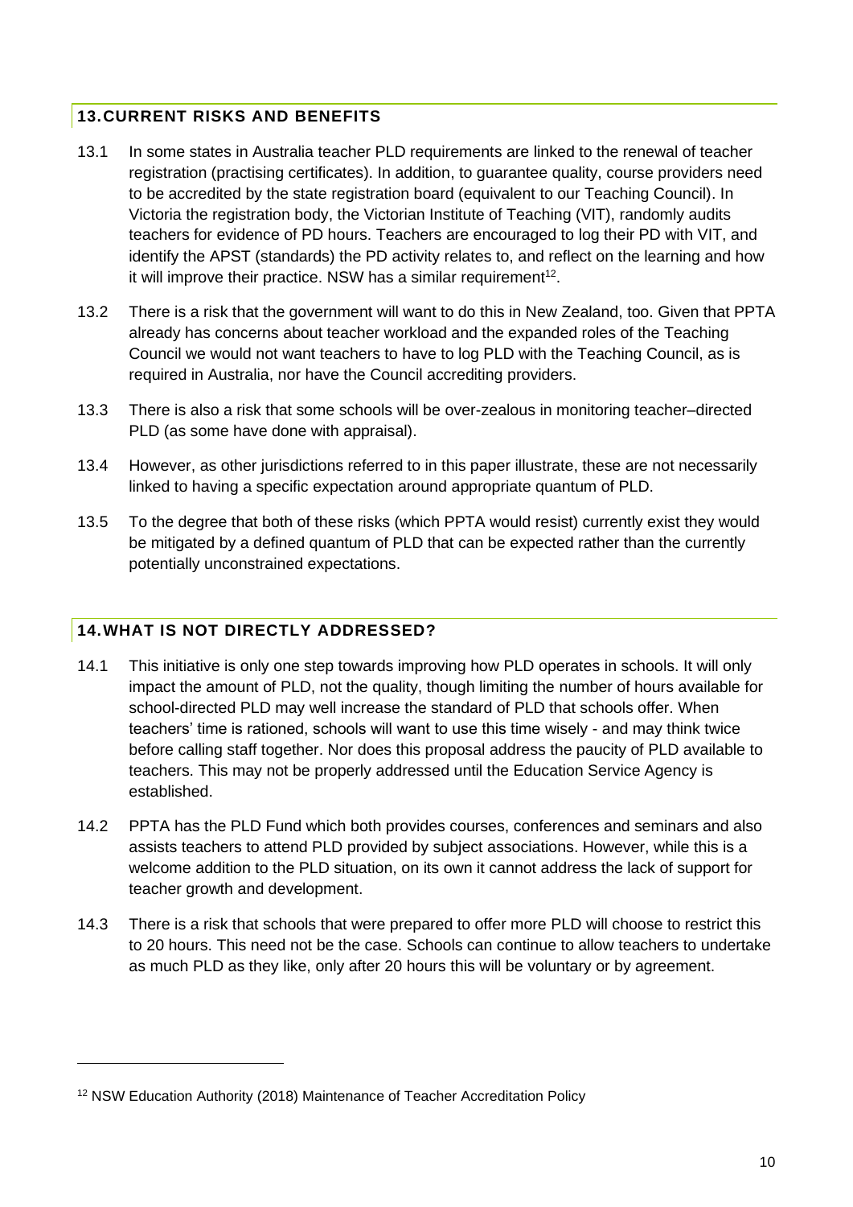## 13. CURRENT RISKS AND BENEFITS

13.1 In some states in Australia teacher PLD requirements are linked to the renewal of teacher registration (practising certificates). In addition, to guarantee quality, course providers need to be accredited by the state registration board (equivalent to our Teaching Council). In Victoria the registration body, the Victorian Institute of Teaching (VIT), randomly audits teachers for evidence of PD hours. Teachers are encouraged to log their PD with VIT, and identify the APST (standards) the PD activity relates to, and reflect on the learning and how it will improve their practice. NSW has a similar requirement[12].

13.2 There is a risk that the government will want to do this in New Zealand, too. Given that PPTA already has concerns about teacher workload and the expanded roles of the Teaching Council we would not want teachers to have to log PLD with the Teaching Council, as is required in Australia, nor have the Council accrediting providers.

13.3 There is also a risk that some schools will be over-zealous in monitoring teacher–directed PLD (as some have done with appraisal).

13.4 However, as other jurisdictions referred to in this paper illustrate, these are not necessarily linked to having a specific expectation around appropriate quantum of PLD.

13.5 To the degree that both of these risks (which PPTA would resist) currently exist they would be mitigated by a defined quantum of PLD that can be expected rather than the currently potentially unconstrained expectations.

## 14. WHAT IS NOT DIRECTLY ADDRESSED?

14.1 This initiative is only one step towards improving how PLD operates in schools. It will only impact the amount of PLD, not the quality, though limiting the number of hours available for school-directed PLD may well increase the standard of PLD that schools offer. When teachers' time is rationed, schools will want to use this time wisely - and may think twice before calling staff together. Nor does this proposal address the paucity of PLD available to teachers. This may not be properly addressed until the Education Service Agency is established.

14.2 PPTA has the PLD Fund which both provides courses, conferences and seminars and also assists teachers to attend PLD provided by subject associations. However, while this is a welcome addition to the PLD situation, on its own it cannot address the lack of support for teacher growth and development.

14.3 There is a risk that schools that were prepared to offer more PLD will choose to restrict this to 20 hours. This need not be the case. Schools can continue to allow teachers to undertake as much PLD as they like, only after 20 hours this will be voluntary or by agreement.

---

[12] NSW Education Authority (2018) Maintenance of Teacher Accreditation Policy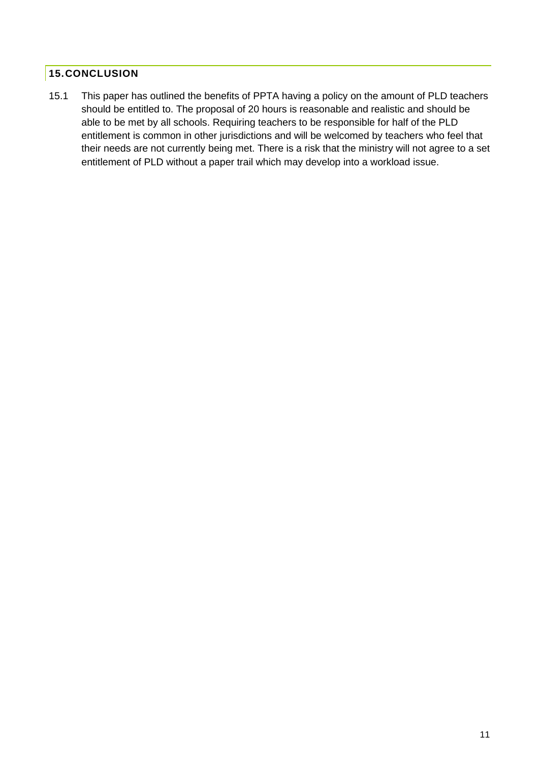## 15. CONCLUSION

15.1 This paper has outlined the benefits of PPTA having a policy on the amount of PLD teachers should be entitled to. The proposal of 20 hours is reasonable and realistic and should be able to be met by all schools. Requiring teachers to be responsible for half of the PLD entitlement is common in other jurisdictions and will be welcomed by teachers who feel that their needs are not currently being met. There is a risk that the ministry will not agree to a set entitlement of PLD without a paper trail which may develop into a workload issue.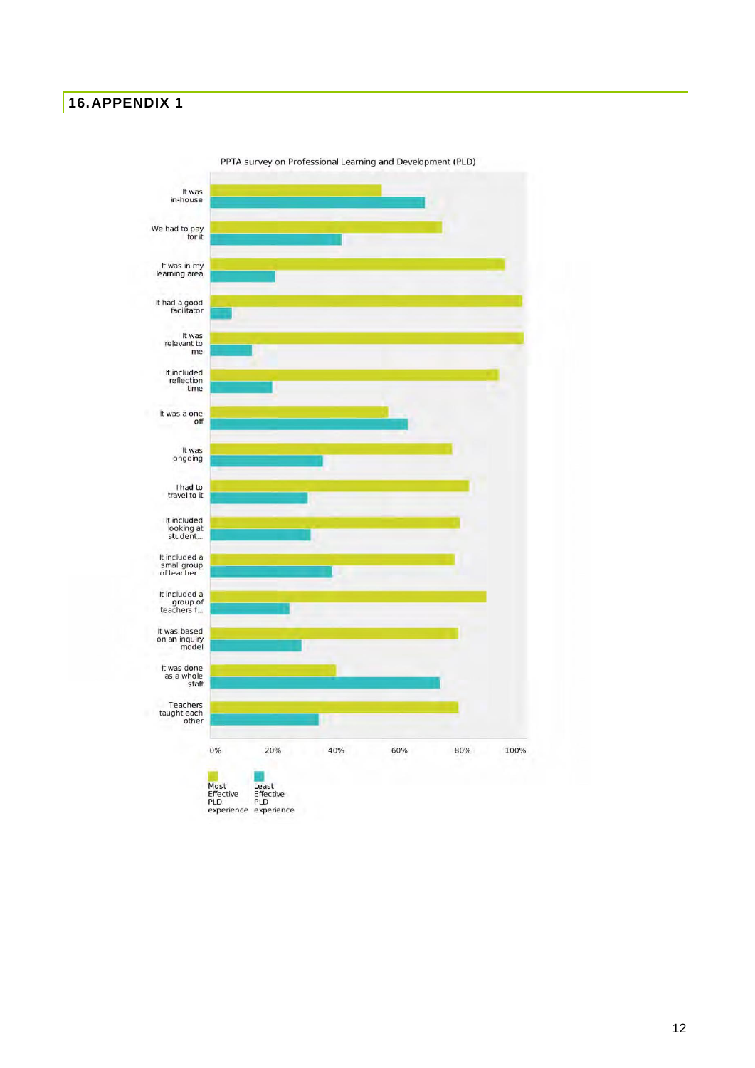# 16. APPENDIX 1

PPTA survey on Professional Learning and Development (PLD)

It was in-house

We had to pay for it

It was in my learning area

It had a good facilitator

It was relevant to me

It included reflection time

It was a one off

It was ongoing

I had to travel to it

It included looking at student...

It included a small group of teacher...

It included a group of teachers f...

It was based on an inquiry model

It was done as a whole staff

Teachers taught each other

0% 20% 40% 60% 80% 100%

Most Effective PLD experience

Least Effective PLD experience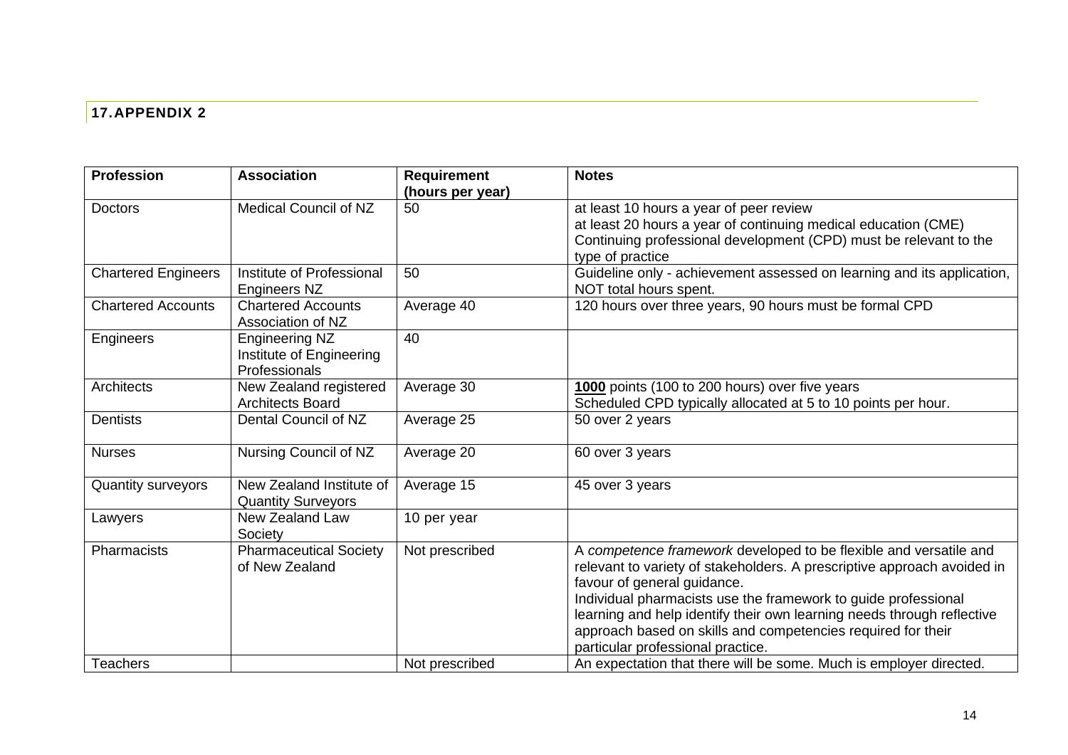## 17. APPENDIX 2

| Profession | Association | Requirement (hours per year) | Notes |
|---|---|---|---|
| Doctors | Medical Council of NZ | 50 | at least 10 hours a year of peer review<br>at least 20 hours a year of continuing medical education (CME)<br>Continuing professional development (CPD) must be relevant to the type of practice |
| Chartered Engineers | Institute of Professional Engineers NZ | 50 | Guideline only - achievement assessed on learning and its application, NOT total hours spent. |
| Chartered Accounts | Chartered Accounts Association of NZ | Average 40 | 120 hours over three years, 90 hours must be formal CPD |
| Engineers | Engineering NZ Institute of Engineering Professionals | 40 | |
| Architects | New Zealand registered Architects Board | Average 30 | **1000** points (100 to 200 hours) over five years<br>Scheduled CPD typically allocated at 5 to 10 points per hour. |
| Dentists | Dental Council of NZ | Average 25 | 50 over 2 years |
| Nurses | Nursing Council of NZ | Average 20 | 60 over 3 years |
| Quantity surveyors | New Zealand Institute of Quantity Surveyors | Average 15 | 45 over 3 years |
| Lawyers | New Zealand Law Society | 10 per year | |
| Pharmacists | Pharmaceutical Society of New Zealand | Not prescribed | A *competence framework* developed to be flexible and versatile and relevant to variety of stakeholders. A prescriptive approach avoided in favour of general guidance.<br>Individual pharmacists use the framework to guide professional learning and help identify their own learning needs through reflective approach based on skills and competencies required for their particular professional practice. |
| Teachers | | Not prescribed | An expectation that there will be some. Much is employer directed. |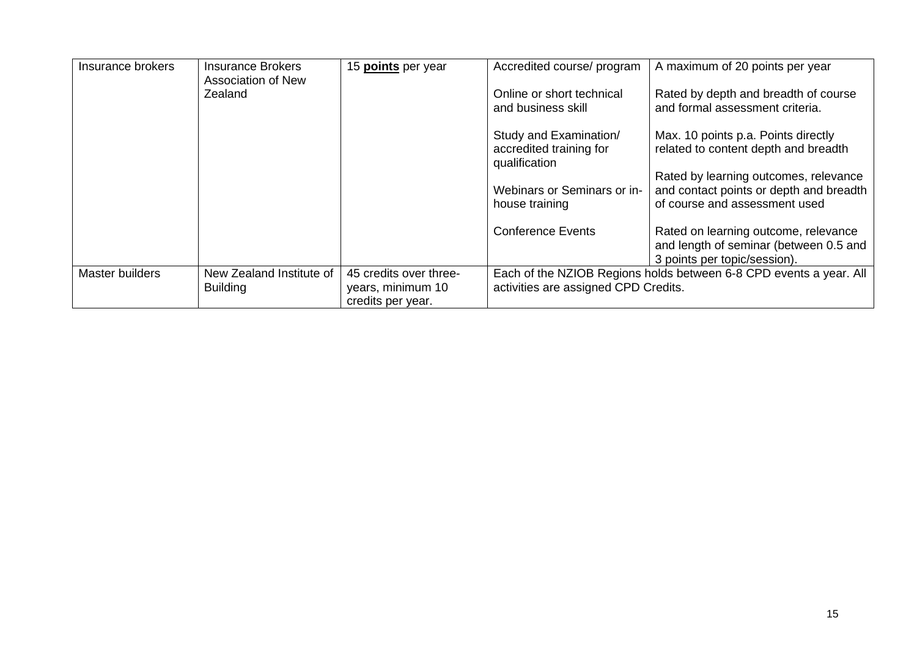| | | | | |
|---|---|---|---|---|
| Insurance brokers | Insurance Brokers Association of New Zealand | 15 **points** per year | Accredited course/ program<br><br>Online or short technical and business skill<br><br>Study and Examination/ accredited training for qualification<br><br>Webinars or Seminars or in-house training<br><br>Conference Events | A maximum of 20 points per year<br><br>Rated by depth and breadth of course and formal assessment criteria.<br><br>Max. 10 points p.a. Points directly related to content depth and breadth<br><br>Rated by learning outcomes, relevance and contact points or depth and breadth of course and assessment used<br><br>Rated on learning outcome, relevance and length of seminar (between 0.5 and 3 points per topic/session). |
| Master builders | New Zealand Institute of Building | 45 credits over three-years, minimum 10 credits per year. | Each of the NZIOB Regions holds between 6-8 CPD events a year. All activities are assigned CPD Credits. | |